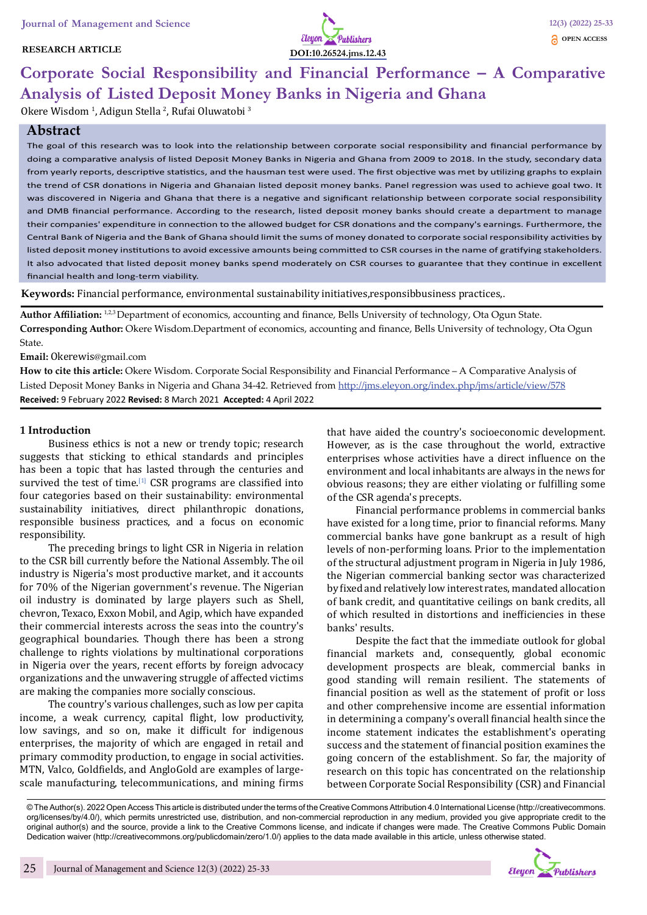RESEARCH ARTICLE

DOI:10.26524.jms.12.43

# Corporate Social Responsibility and Financial Performance – A Comparative Analysis of Listed Deposit Money Banks in Nigeria and Ghana

Okere Wisdom [1], Adigun Stella [2], Rufai Oluwatobi [3]

## Abstract

The goal of this research was to look into the relationship between corporate social responsibility and financial performance by doing a comparative analysis of listed Deposit Money Banks in Nigeria and Ghana from 2009 to 2018. In the study, secondary data from yearly reports, descriptive statistics, and the hausman test were used. The first objective was met by utilizing graphs to explain the trend of CSR donations in Nigeria and Ghanaian listed deposit money banks. Panel regression was used to achieve goal two. It was discovered in Nigeria and Ghana that there is a negative and significant relationship between corporate social responsibility and DMB financial performance. According to the research, listed deposit money banks should create a department to manage their companies' expenditure in connection to the allowed budget for CSR donations and the company's earnings. Furthermore, the Central Bank of Nigeria and the Bank of Ghana should limit the sums of money donated to corporate social responsibility activities by listed deposit money institutions to avoid excessive amounts being committed to CSR courses in the name of gratifying stakeholders. It also advocated that listed deposit money banks spend moderately on CSR courses to guarantee that they continue in excellent financial health and long-term viability.

**Keywords:** Financial performance, environmental sustainability initiatives,responsibbusiness practices,.

**Author Affiliation:** [1,2,3] Department of economics, accounting and finance, Bells University of technology, Ota Ogun State.

**Corresponding Author:** Okere Wisdom.Department of economics, accounting and finance, Bells University of technology, Ota Ogun State.

**Email:** Okerewis@gmail.com

**How to cite this article:** Okere Wisdom. Corporate Social Responsibility and Financial Performance – A Comparative Analysis of Listed Deposit Money Banks in Nigeria and Ghana 34-42. Retrieved from http://jms.eleyon.org/index.php/jms/article/view/578

**Received:** 9 February 2022 **Revised:** 8 March 2021 **Accepted:** 4 April 2022

## 1 Introduction

Business ethics is not a new or trendy topic; research suggests that sticking to ethical standards and principles has been a topic that has lasted through the centuries and survived the test of time.[1] CSR programs are classified into four categories based on their sustainability: environmental sustainability initiatives, direct philanthropic donations, responsible business practices, and a focus on economic responsibility.

The preceding brings to light CSR in Nigeria in relation to the CSR bill currently before the National Assembly. The oil industry is Nigeria's most productive market, and it accounts for 70% of the Nigerian government's revenue. The Nigerian oil industry is dominated by large players such as Shell, chevron, Texaco, Exxon Mobil, and Agip, which have expanded their commercial interests across the seas into the country's geographical boundaries. Though there has been a strong challenge to rights violations by multinational corporations in Nigeria over the years, recent efforts by foreign advocacy organizations and the unwavering struggle of affected victims are making the companies more socially conscious.

The country's various challenges, such as low per capita income, a weak currency, capital flight, low productivity, low savings, and so on, make it difficult for indigenous enterprises, the majority of which are engaged in retail and primary commodity production, to engage in social activities. MTN, Valco, Goldfields, and AngloGold are examples of large-scale manufacturing, telecommunications, and mining firms that have aided the country's socioeconomic development. However, as is the case throughout the world, extractive enterprises whose activities have a direct influence on the environment and local inhabitants are always in the news for obvious reasons; they are either violating or fulfilling some of the CSR agenda's precepts.

Financial performance problems in commercial banks have existed for a long time, prior to financial reforms. Many commercial banks have gone bankrupt as a result of high levels of non-performing loans. Prior to the implementation of the structural adjustment program in Nigeria in July 1986, the Nigerian commercial banking sector was characterized by fixed and relatively low interest rates, mandated allocation of bank credit, and quantitative ceilings on bank credits, all of which resulted in distortions and inefficiencies in these banks' results.

Despite the fact that the immediate outlook for global financial markets and, consequently, global economic development prospects are bleak, commercial banks in good standing will remain resilient. The statements of financial position as well as the statement of profit or loss and other comprehensive income are essential information in determining a company's overall financial health since the income statement indicates the establishment's operating success and the statement of financial position examines the going concern of the establishment. So far, the majority of research on this topic has concentrated on the relationship between Corporate Social Responsibility (CSR) and Financial

© The Author(s). 2022 Open Access This article is distributed under the terms of the Creative Commons Attribution 4.0 International License (http://creativecommons.org/licenses/by/4.0/), which permits unrestricted use, distribution, and non-commercial reproduction in any medium, provided you give appropriate credit to the original author(s) and the source, provide a link to the Creative Commons license, and indicate if changes were made. The Creative Commons Public Domain Dedication waiver (http://creativecommons.org/publicdomain/zero/1.0/) applies to the data made available in this article, unless otherwise stated.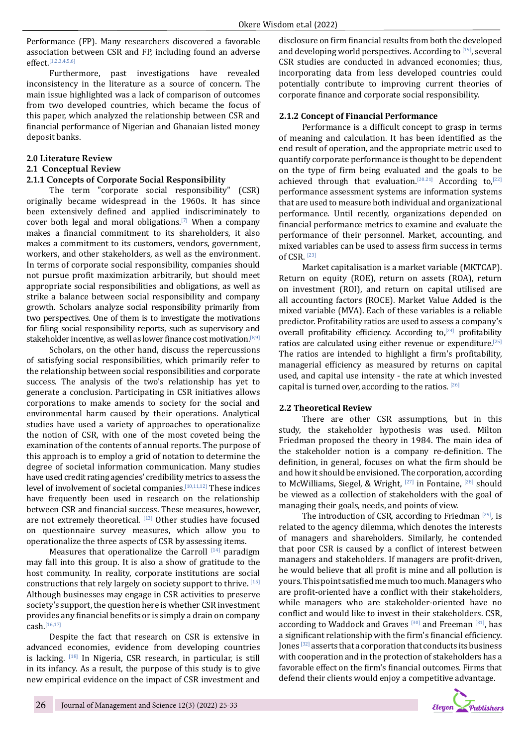Performance (FP). Many researchers discovered a favorable association between CSR and FP, including found an adverse effect.[1,2,3,4,5,6]

Furthermore, past investigations have revealed inconsistency in the literature as a source of concern. The main issue highlighted was a lack of comparison of outcomes from two developed countries, which became the focus of this paper, which analyzed the relationship between CSR and financial performance of Nigerian and Ghanaian listed money deposit banks.

## 2.0 Literature Review

## 2.1 Conceptual Review

### 2.1.1 Concepts of Corporate Social Responsibility

The term "corporate social responsibility" (CSR) originally became widespread in the 1960s. It has since been extensively defined and applied indiscriminately to cover both legal and moral obligations.[7] When a company makes a financial commitment to its shareholders, it also makes a commitment to its customers, vendors, government, workers, and other stakeholders, as well as the environment. In terms of corporate social responsibility, companies should not pursue profit maximization arbitrarily, but should meet appropriate social responsibilities and obligations, as well as strike a balance between social responsibility and company growth. Scholars analyze social responsibility primarily from two perspectives. One of them is to investigate the motivations for filing social responsibility reports, such as supervisory and stakeholder incentive, as well as lower finance cost motivation.[8,9]

Scholars, on the other hand, discuss the repercussions of satisfying social responsibilities, which primarily refer to the relationship between social responsibilities and corporate success. The analysis of the two's relationship has yet to generate a conclusion. Participating in CSR initiatives allows corporations to make amends to society for the social and environmental harm caused by their operations. Analytical studies have used a variety of approaches to operationalize the notion of CSR, with one of the most coveted being the examination of the contents of annual reports. The purpose of this approach is to employ a grid of notation to determine the degree of societal information communication. Many studies have used credit rating agencies' credibility metrics to assess the level of involvement of societal companies.[10,11,12] These indices have frequently been used in research on the relationship between CSR and financial success. These measures, however, are not extremely theoretical. [13] Other studies have focused on questionnaire survey measures, which allow you to operationalize the three aspects of CSR by assessing items.

Measures that operationalize the Carroll [14] paradigm may fall into this group. It is also a show of gratitude to the host community. In reality, corporate institutions are social constructions that rely largely on society support to thrive. [15] Although businesses may engage in CSR activities to preserve society's support, the question here is whether CSR investment provides any financial benefits or is simply a drain on company cash.[16,17]

Despite the fact that research on CSR is extensive in advanced economies, evidence from developing countries is lacking. [18] In Nigeria, CSR research, in particular, is still in its infancy. As a result, the purpose of this study is to give new empirical evidence on the impact of CSR investment and disclosure on firm financial results from both the developed and developing world perspectives. According to [19], several CSR studies are conducted in advanced economies; thus, incorporating data from less developed countries could potentially contribute to improving current theories of corporate finance and corporate social responsibility.

### 2.1.2 Concept of Financial Performance

Performance is a difficult concept to grasp in terms of meaning and calculation. It has been identified as the end result of operation, and the appropriate metric used to quantify corporate performance is thought to be dependent on the type of firm being evaluated and the goals to be achieved through that evaluation.[20,21] According to,[22] performance assessment systems are information systems that are used to measure both individual and organizational performance. Until recently, organizations depended on financial performance metrics to examine and evaluate the performance of their personnel. Market, accounting, and mixed variables can be used to assess firm success in terms of CSR. [23]

Market capitalisation is a market variable (MKTCAP). Return on equity (ROE), return on assets (ROA), return on investment (ROI), and return on capital utilised are all accounting factors (ROCE). Market Value Added is the mixed variable (MVA). Each of these variables is a reliable predictor. Profitability ratios are used to assess a company's overall profitability efficiency. According to,[24] profitability ratios are calculated using either revenue or expenditure.[25] The ratios are intended to highlight a firm's profitability, managerial efficiency as measured by returns on capital used, and capital use intensity - the rate at which invested capital is turned over, according to the ratios. [26]

## 2.2 Theoretical Review

There are other CSR assumptions, but in this study, the stakeholder hypothesis was used. Milton Friedman proposed the theory in 1984. The main idea of the stakeholder notion is a company re-definition. The definition, in general, focuses on what the firm should be and how it should be envisioned. The corporation, according to McWilliams, Siegel, & Wright, [27] in Fontaine, [28] should be viewed as a collection of stakeholders with the goal of managing their goals, needs, and points of view.

The introduction of CSR, according to Friedman [29], is related to the agency dilemma, which denotes the interests of managers and shareholders. Similarly, he contended that poor CSR is caused by a conflict of interest between managers and stakeholders. If managers are profit-driven, he would believe that all profit is mine and all pollution is yours. This point satisfied me much too much. Managers who are profit-oriented have a conflict with their stakeholders, while managers who are stakeholder-oriented have no conflict and would like to invest in their stakeholders. CSR, according to Waddock and Graves [30] and Freeman [31], has a significant relationship with the firm's financial efficiency. Jones [32] asserts that a corporation that conducts its business with cooperation and in the protection of stakeholders has a favorable effect on the firm's financial outcomes. Firms that defend their clients would enjoy a competitive advantage.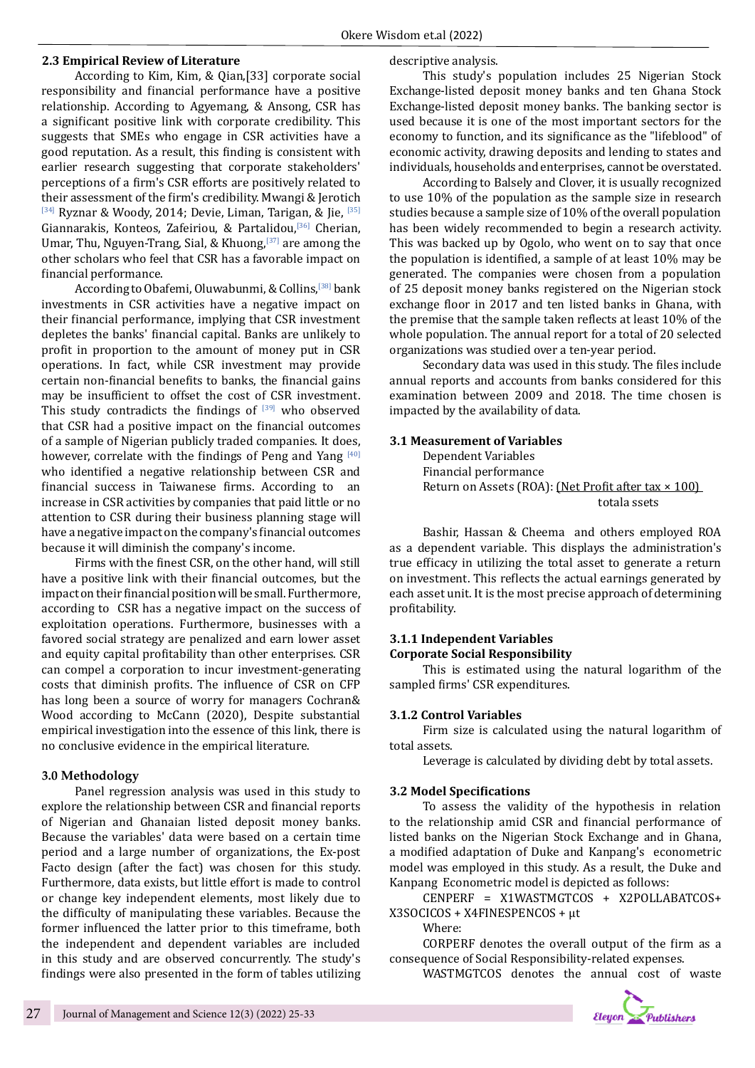### 2.3 Empirical Review of Literature

According to Kim, Kim, & Qian,[33] corporate social responsibility and financial performance have a positive relationship. According to Agyemang, & Ansong, CSR has a significant positive link with corporate credibility. This suggests that SMEs who engage in CSR activities have a good reputation. As a result, this finding is consistent with earlier research suggesting that corporate stakeholders' perceptions of a firm's CSR efforts are positively related to their assessment of the firm's credibility. Mwangi & Jerotich [34] Ryznar & Woody, 2014; Devie, Liman, Tarigan, & Jie, [35] Giannarakis, Konteos, Zafeiriou, & Partalidou,[36] Cherian, Umar, Thu, Nguyen-Trang, Sial, & Khuong,[37] are among the other scholars who feel that CSR has a favorable impact on financial performance.

According to Obafemi, Oluwabunmi, & Collins,[38] bank investments in CSR activities have a negative impact on their financial performance, implying that CSR investment depletes the banks' financial capital. Banks are unlikely to profit in proportion to the amount of money put in CSR operations. In fact, while CSR investment may provide certain non-financial benefits to banks, the financial gains may be insufficient to offset the cost of CSR investment. This study contradicts the findings of [39] who observed that CSR had a positive impact on the financial outcomes of a sample of Nigerian publicly traded companies. It does, however, correlate with the findings of Peng and Yang [40] who identified a negative relationship between CSR and financial success in Taiwanese firms. According to an increase in CSR activities by companies that paid little or no attention to CSR during their business planning stage will have a negative impact on the company's financial outcomes because it will diminish the company's income.

Firms with the finest CSR, on the other hand, will still have a positive link with their financial outcomes, but the impact on their financial position will be small. Furthermore, according to CSR has a negative impact on the success of exploitation operations. Furthermore, businesses with a favored social strategy are penalized and earn lower asset and equity capital profitability than other enterprises. CSR can compel a corporation to incur investment-generating costs that diminish profits. The influence of CSR on CFP has long been a source of worry for managers Cochran& Wood according to McCann (2020), Despite substantial empirical investigation into the essence of this link, there is no conclusive evidence in the empirical literature.

## 3.0 Methodology

Panel regression analysis was used in this study to explore the relationship between CSR and financial reports of Nigerian and Ghanaian listed deposit money banks. Because the variables' data were based on a certain time period and a large number of organizations, the Ex-post Facto design (after the fact) was chosen for this study. Furthermore, data exists, but little effort is made to control or change key independent elements, most likely due to the difficulty of manipulating these variables. Because the former influenced the latter prior to this timeframe, both the independent and dependent variables are included in this study and are observed concurrently. The study's findings were also presented in the form of tables utilizing descriptive analysis.

This study's population includes 25 Nigerian Stock Exchange-listed deposit money banks and ten Ghana Stock Exchange-listed deposit money banks. The banking sector is used because it is one of the most important sectors for the economy to function, and its significance as the "lifeblood" of economic activity, drawing deposits and lending to states and individuals, households and enterprises, cannot be overstated.

According to Balsely and Clover, it is usually recognized to use 10% of the population as the sample size in research studies because a sample size of 10% of the overall population has been widely recommended to begin a research activity. This was backed up by Ogolo, who went on to say that once the population is identified, a sample of at least 10% may be generated. The companies were chosen from a population of 25 deposit money banks registered on the Nigerian stock exchange floor in 2017 and ten listed banks in Ghana, with the premise that the sample taken reflects at least 10% of the whole population. The annual report for a total of 20 selected organizations was studied over a ten-year period.

Secondary data was used in this study. The files include annual reports and accounts from banks considered for this examination between 2009 and 2018. The time chosen is impacted by the availability of data.

### 3.1 Measurement of Variables

Dependent Variables

Financial performance

Return on Assets (ROA): $\frac{\text{Net Profit after tax} \times 100}{\text{totala ssets}}$

Bashir, Hassan & Cheema and others employed ROA as a dependent variable. This displays the administration's true efficacy in utilizing the total asset to generate a return on investment. This reflects the actual earnings generated by each asset unit. It is the most precise approach of determining profitability.

#### 3.1.1 Independent Variables

**Corporate Social Responsibility**

This is estimated using the natural logarithm of the sampled firms' CSR expenditures.

#### 3.1.2 Control Variables

Firm size is calculated using the natural logarithm of total assets.

Leverage is calculated by dividing debt by total assets.

### 3.2 Model Specifications

To assess the validity of the hypothesis in relation to the relationship amid CSR and financial performance of listed banks on the Nigerian Stock Exchange and in Ghana, a modified adaptation of Duke and Kanpang's econometric model was employed in this study. As a result, the Duke and Kanpang Econometric model is depicted as follows:

$$CENPERF = X1WASTMGTCOS + X2POLLABATCOS + X3SOCICOS + X4FINESPENCOS + \mu t$$

Where:

CORPERF denotes the overall output of the firm as a consequence of Social Responsibility-related expenses.

WASTMGTCOS denotes the annual cost of waste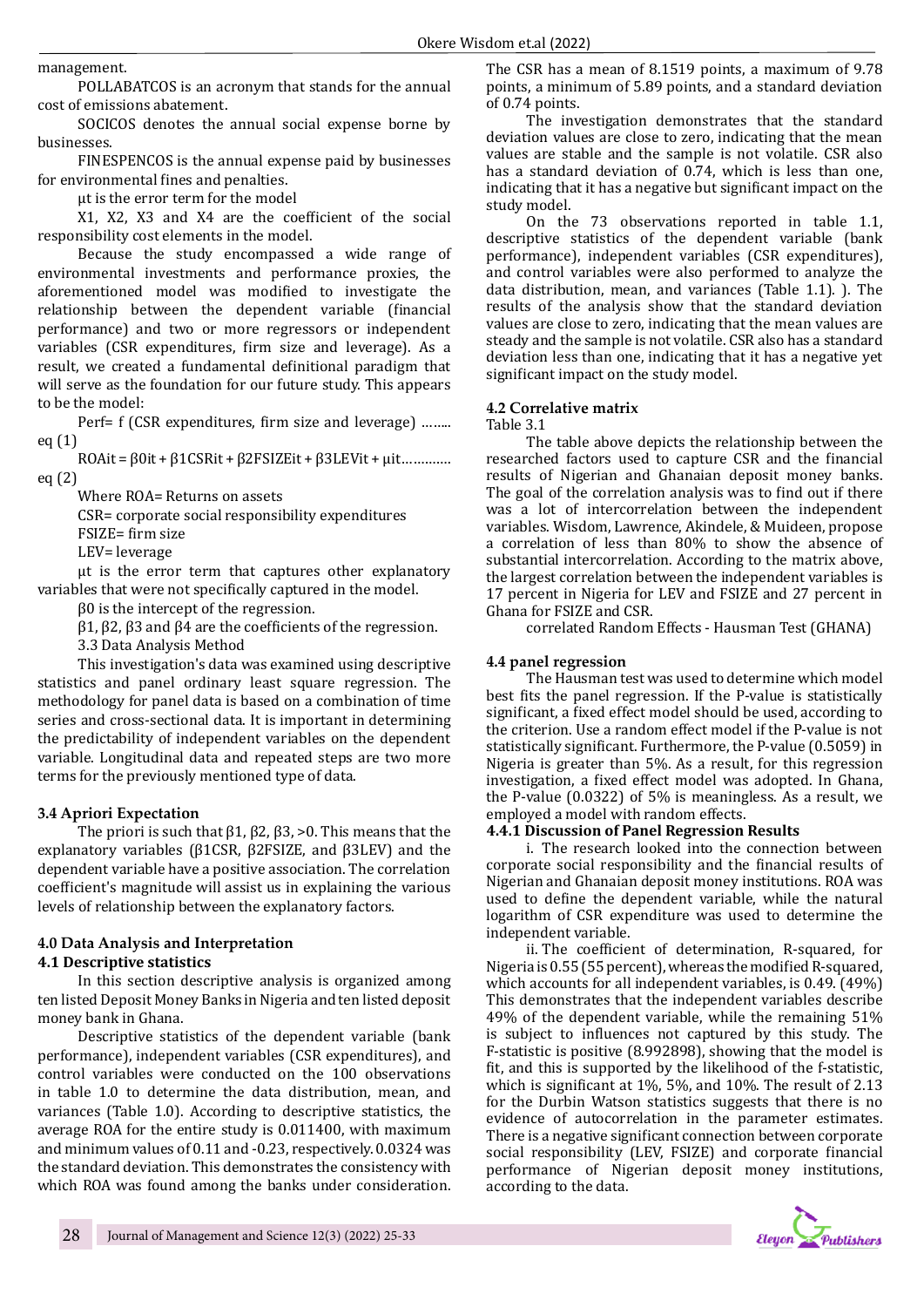management.

POLLABATCOS is an acronym that stands for the annual cost of emissions abatement.

SOCICOS denotes the annual social expense borne by businesses.

FINESPENCOS is the annual expense paid by businesses for environmental fines and penalties.

µt is the error term for the model

X1, X2, X3 and X4 are the coefficient of the social responsibility cost elements in the model.

Because the study encompassed a wide range of environmental investments and performance proxies, the aforementioned model was modified to investigate the relationship between the dependent variable (financial performance) and two or more regressors or independent variables (CSR expenditures, firm size and leverage). As a result, we created a fundamental definitional paradigm that will serve as the foundation for our future study. This appears to be the model:

Perf= f (CSR expenditures, firm size and leverage) …….. eq (1)

ROAit = β0it + β1CSRit + β2FSIZEit + β3LEVit + µit………… eq (2)

Where ROA= Returns on assets

CSR= corporate social responsibility expenditures

FSIZE= firm size

LEV= leverage

µt is the error term that captures other explanatory variables that were not specifically captured in the model.

β0 is the intercept of the regression.

β1, β2, β3 and β4 are the coefficients of the regression.

3.3 Data Analysis Method

This investigation's data was examined using descriptive statistics and panel ordinary least square regression. The methodology for panel data is based on a combination of time series and cross-sectional data. It is important in determining the predictability of independent variables on the dependent variable. Longitudinal data and repeated steps are two more terms for the previously mentioned type of data.

### 3.4 Apriori Expectation

The priori is such that β1, β2, β3, >0. This means that the explanatory variables (β1CSR, β2FSIZE, and β3LEV) and the dependent variable have a positive association. The correlation coefficient's magnitude will assist us in explaining the various levels of relationship between the explanatory factors.

## 4.0 Data Analysis and Interpretation

### 4.1 Descriptive statistics

In this section descriptive analysis is organized among ten listed Deposit Money Banks in Nigeria and ten listed deposit money bank in Ghana.

Descriptive statistics of the dependent variable (bank performance), independent variables (CSR expenditures), and control variables were conducted on the 100 observations in table 1.0 to determine the data distribution, mean, and variances (Table 1.0). According to descriptive statistics, the average ROA for the entire study is 0.011400, with maximum and minimum values of 0.11 and -0.23, respectively. 0.0324 was the standard deviation. This demonstrates the consistency with which ROA was found among the banks under consideration. The CSR has a mean of 8.1519 points, a maximum of 9.78 points, a minimum of 5.89 points, and a standard deviation of 0.74 points.

The investigation demonstrates that the standard deviation values are close to zero, indicating that the mean values are stable and the sample is not volatile. CSR also has a standard deviation of 0.74, which is less than one, indicating that it has a negative but significant impact on the study model.

On the 73 observations reported in table 1.1, descriptive statistics of the dependent variable (bank performance), independent variables (CSR expenditures), and control variables were also performed to analyze the data distribution, mean, and variances (Table 1.1). ). The results of the analysis show that the standard deviation values are close to zero, indicating that the mean values are steady and the sample is not volatile. CSR also has a standard deviation less than one, indicating that it has a negative yet significant impact on the study model.

### 4.2 Correlative matrix

Table 3.1

The table above depicts the relationship between the researched factors used to capture CSR and the financial results of Nigerian and Ghanaian deposit money banks. The goal of the correlation analysis was to find out if there was a lot of intercorrelation between the independent variables. Wisdom, Lawrence, Akindele, & Muideen, propose a correlation of less than 80% to show the absence of substantial intercorrelation. According to the matrix above, the largest correlation between the independent variables is 17 percent in Nigeria for LEV and FSIZE and 27 percent in Ghana for FSIZE and CSR.

correlated Random Effects - Hausman Test (GHANA)

### 4.4 panel regression

The Hausman test was used to determine which model best fits the panel regression. If the P-value is statistically significant, a fixed effect model should be used, according to the criterion. Use a random effect model if the P-value is not statistically significant. Furthermore, the P-value (0.5059) in Nigeria is greater than 5%. As a result, for this regression investigation, a fixed effect model was adopted. In Ghana, the P-value (0.0322) of 5% is meaningless. As a result, we employed a model with random effects.

#### 4.4.1 Discussion of Panel Regression Results

i. The research looked into the connection between corporate social responsibility and the financial results of Nigerian and Ghanaian deposit money institutions. ROA was used to define the dependent variable, while the natural logarithm of CSR expenditure was used to determine the independent variable.

ii. The coefficient of determination, R-squared, for Nigeria is 0.55 (55 percent), whereas the modified R-squared, which accounts for all independent variables, is 0.49. (49%) This demonstrates that the independent variables describe 49% of the dependent variable, while the remaining 51% is subject to influences not captured by this study. The F-statistic is positive (8.992898), showing that the model is fit, and this is supported by the likelihood of the f-statistic, which is significant at 1%, 5%, and 10%. The result of 2.13 for the Durbin Watson statistics suggests that there is no evidence of autocorrelation in the parameter estimates. There is a negative significant connection between corporate social responsibility (LEV, FSIZE) and corporate financial performance of Nigerian deposit money institutions, according to the data.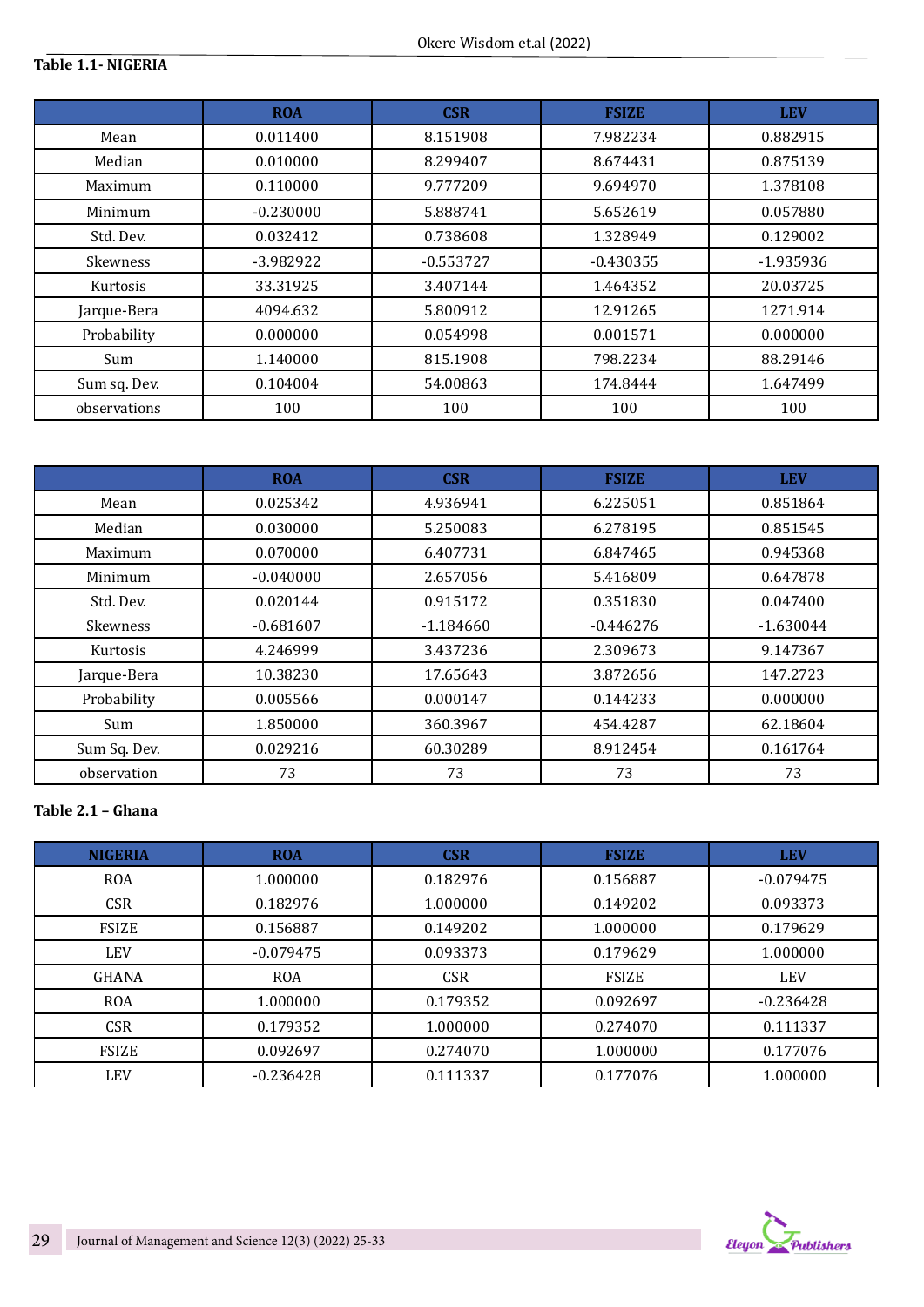**Table 1.1- NIGERIA**

| | ROA | CSR | FSIZE | LEV |
|---|---|---|---|---|
| Mean | 0.011400 | 8.151908 | 7.982234 | 0.882915 |
| Median | 0.010000 | 8.299407 | 8.674431 | 0.875139 |
| Maximum | 0.110000 | 9.777209 | 9.694970 | 1.378108 |
| Minimum | -0.230000 | 5.888741 | 5.652619 | 0.057880 |
| Std. Dev. | 0.032412 | 0.738608 | 1.328949 | 0.129002 |
| Skewness | -3.982922 | -0.553727 | -0.430355 | -1.935936 |
| Kurtosis | 33.31925 | 3.407144 | 1.464352 | 20.03725 |
| Jarque-Bera | 4094.632 | 5.800912 | 12.91265 | 1271.914 |
| Probability | 0.000000 | 0.054998 | 0.001571 | 0.000000 |
| Sum | 1.140000 | 815.1908 | 798.2234 | 88.29146 |
| Sum sq. Dev. | 0.104004 | 54.00863 | 174.8444 | 1.647499 |
| observations | 100 | 100 | 100 | 100 |

| | ROA | CSR | FSIZE | LEV |
|---|---|---|---|---|
| Mean | 0.025342 | 4.936941 | 6.225051 | 0.851864 |
| Median | 0.030000 | 5.250083 | 6.278195 | 0.851545 |
| Maximum | 0.070000 | 6.407731 | 6.847465 | 0.945368 |
| Minimum | -0.040000 | 2.657056 | 5.416809 | 0.647878 |
| Std. Dev. | 0.020144 | 0.915172 | 0.351830 | 0.047400 |
| Skewness | -0.681607 | -1.184660 | -0.446276 | -1.630044 |
| Kurtosis | 4.246999 | 3.437236 | 2.309673 | 9.147367 |
| Jarque-Bera | 10.38230 | 17.65643 | 3.872656 | 147.2723 |
| Probability | 0.005566 | 0.000147 | 0.144233 | 0.000000 |
| Sum | 1.850000 | 360.3967 | 454.4287 | 62.18604 |
| Sum Sq. Dev. | 0.029216 | 60.30289 | 8.912454 | 0.161764 |
| observation | 73 | 73 | 73 | 73 |

**Table 2.1 – Ghana**

| NIGERIA | ROA | CSR | FSIZE | LEV |
|---|---|---|---|---|
| ROA | 1.000000 | 0.182976 | 0.156887 | -0.079475 |
| CSR | 0.182976 | 1.000000 | 0.149202 | 0.093373 |
| FSIZE | 0.156887 | 0.149202 | 1.000000 | 0.179629 |
| LEV | -0.079475 | 0.093373 | 0.179629 | 1.000000 |
| GHANA | ROA | CSR | FSIZE | LEV |
| ROA | 1.000000 | 0.179352 | 0.092697 | -0.236428 |
| CSR | 0.179352 | 1.000000 | 0.274070 | 0.111337 |
| FSIZE | 0.092697 | 0.274070 | 1.000000 | 0.177076 |
| LEV | -0.236428 | 0.111337 | 0.177076 | 1.000000 |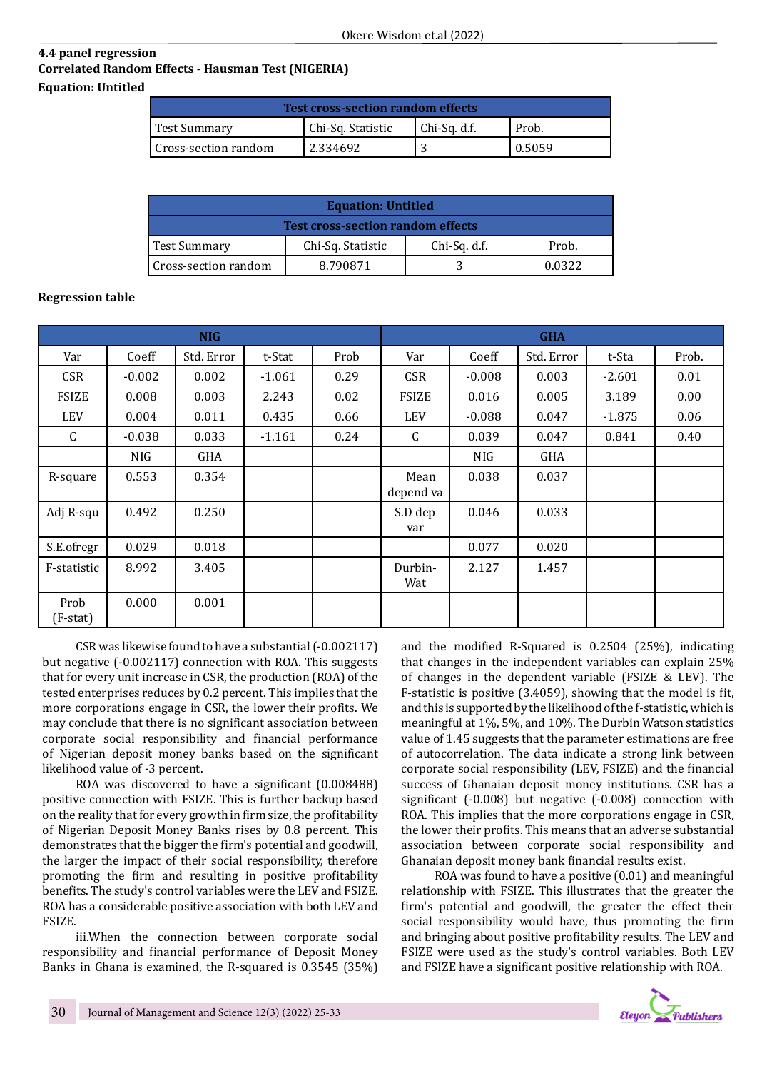**4.4 panel regression**

**Correlated Random Effects - Hausman Test (NIGERIA)**

**Equation: Untitled**

| Test cross-section random effects | | | |
|---|---|---|---|
| Test Summary | Chi-Sq. Statistic | Chi-Sq. d.f. | Prob. |
| Cross-section random | 2.334692 | 3 | 0.5059 |

| Equation: Untitled | | | |
|---|---|---|---|
| Test cross-section random effects | | | |
| Test Summary | Chi-Sq. Statistic | Chi-Sq. d.f. | Prob. |
| Cross-section random | 8.790871 | 3 | 0.0322 |

**Regression table**

| NIG | | | | | GHA | | | | |
|---|---|---|---|---|---|---|---|---|---|
| Var | Coeff | Std. Error | t-Stat | Prob | Var | Coeff | Std. Error | t-Sta | Prob. |
| CSR | -0.002 | 0.002 | -1.061 | 0.29 | CSR | -0.008 | 0.003 | -2.601 | 0.01 |
| FSIZE | 0.008 | 0.003 | 2.243 | 0.02 | FSIZE | 0.016 | 0.005 | 3.189 | 0.00 |
| LEV | 0.004 | 0.011 | 0.435 | 0.66 | LEV | -0.088 | 0.047 | -1.875 | 0.06 |
| C | -0.038 | 0.033 | -1.161 | 0.24 | C | 0.039 | 0.047 | 0.841 | 0.40 |
| | NIG | GHA | | | | NIG | GHA | | |
| R-square | 0.553 | 0.354 | | | Mean depend va | 0.038 | 0.037 | | |
| Adj R-squ | 0.492 | 0.250 | | | S.D dep var | 0.046 | 0.033 | | |
| S.E.ofregr | 0.029 | 0.018 | | | | 0.077 | 0.020 | | |
| F-statistic | 8.992 | 3.405 | | | Durbin-Wat | 2.127 | 1.457 | | |
| Prob (F-stat) | 0.000 | 0.001 | | | | | | | |

CSR was likewise found to have a substantial (-0.002117) but negative (-0.002117) connection with ROA. This suggests that for every unit increase in CSR, the production (ROA) of the tested enterprises reduces by 0.2 percent. This implies that the more corporations engage in CSR, the lower their profits. We may conclude that there is no significant association between corporate social responsibility and financial performance of Nigerian deposit money banks based on the significant likelihood value of -3 percent.

ROA was discovered to have a significant (0.008488) positive connection with FSIZE. This is further backup based on the reality that for every growth in firm size, the profitability of Nigerian Deposit Money Banks rises by 0.8 percent. This demonstrates that the bigger the firm's potential and goodwill, the larger the impact of their social responsibility, therefore promoting the firm and resulting in positive profitability benefits. The study's control variables were the LEV and FSIZE. ROA has a considerable positive association with both LEV and FSIZE.

iii.When the connection between corporate social responsibility and financial performance of Deposit Money Banks in Ghana is examined, the R-squared is 0.3545 (35%) and the modified R-Squared is 0.2504 (25%), indicating that changes in the independent variables can explain 25% of changes in the dependent variable (FSIZE & LEV). The F-statistic is positive (3.4059), showing that the model is fit, and this is supported by the likelihood of the f-statistic, which is meaningful at 1%, 5%, and 10%. The Durbin Watson statistics value of 1.45 suggests that the parameter estimations are free of autocorrelation. The data indicate a strong link between corporate social responsibility (LEV, FSIZE) and the financial success of Ghanaian deposit money institutions. CSR has a significant (-0.008) but negative (-0.008) connection with ROA. This implies that the more corporations engage in CSR, the lower their profits. This means that an adverse substantial association between corporate social responsibility and Ghanaian deposit money bank financial results exist.

ROA was found to have a positive (0.01) and meaningful relationship with FSIZE. This illustrates that the greater the firm's potential and goodwill, the greater the effect their social responsibility would have, thus promoting the firm and bringing about positive profitability results. The LEV and FSIZE were used as the study's control variables. Both LEV and FSIZE have a significant positive relationship with ROA.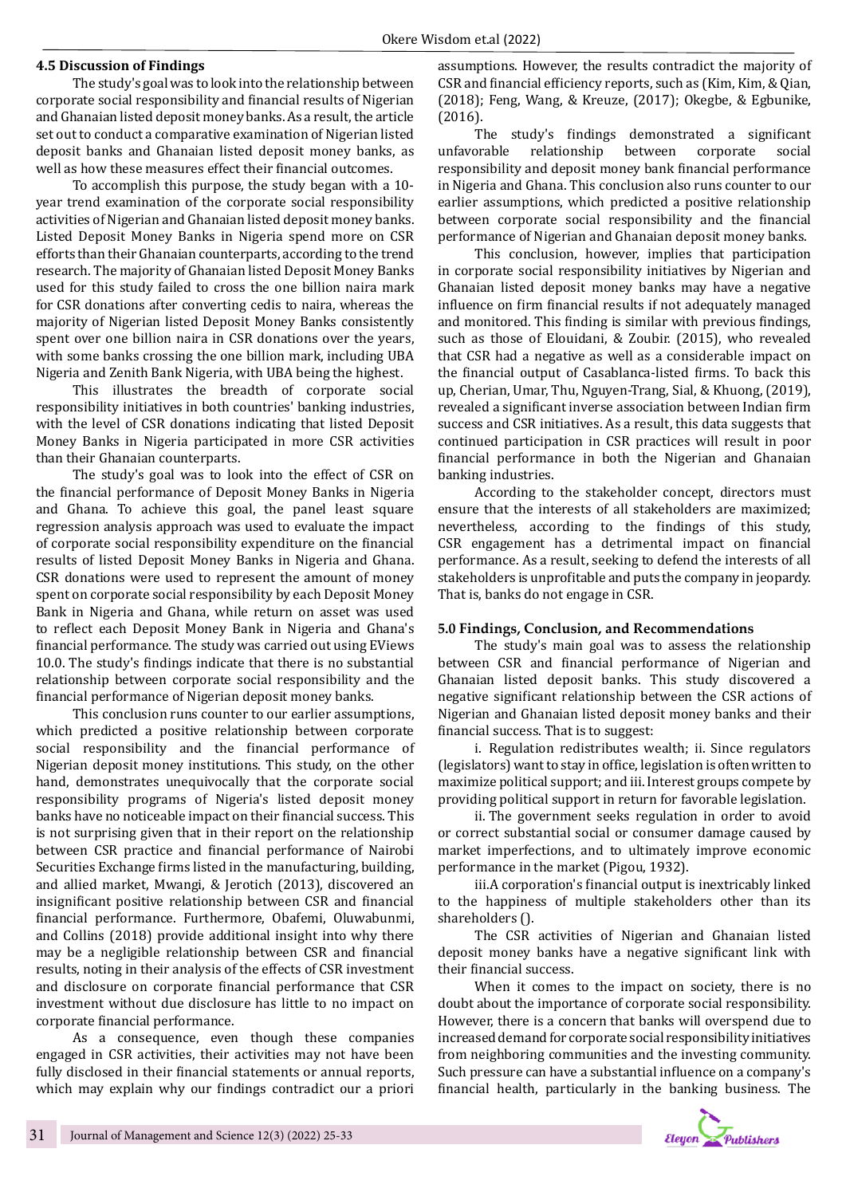### 4.5 Discussion of Findings

The study's goal was to look into the relationship between corporate social responsibility and financial results of Nigerian and Ghanaian listed deposit money banks. As a result, the article set out to conduct a comparative examination of Nigerian listed deposit banks and Ghanaian listed deposit money banks, as well as how these measures effect their financial outcomes.

To accomplish this purpose, the study began with a 10-year trend examination of the corporate social responsibility activities of Nigerian and Ghanaian listed deposit money banks. Listed Deposit Money Banks in Nigeria spend more on CSR efforts than their Ghanaian counterparts, according to the trend research. The majority of Ghanaian listed Deposit Money Banks used for this study failed to cross the one billion naira mark for CSR donations after converting cedis to naira, whereas the majority of Nigerian listed Deposit Money Banks consistently spent over one billion naira in CSR donations over the years, with some banks crossing the one billion mark, including UBA Nigeria and Zenith Bank Nigeria, with UBA being the highest.

This illustrates the breadth of corporate social responsibility initiatives in both countries' banking industries, with the level of CSR donations indicating that listed Deposit Money Banks in Nigeria participated in more CSR activities than their Ghanaian counterparts.

The study's goal was to look into the effect of CSR on the financial performance of Deposit Money Banks in Nigeria and Ghana. To achieve this goal, the panel least square regression analysis approach was used to evaluate the impact of corporate social responsibility expenditure on the financial results of listed Deposit Money Banks in Nigeria and Ghana. CSR donations were used to represent the amount of money spent on corporate social responsibility by each Deposit Money Bank in Nigeria and Ghana, while return on asset was used to reflect each Deposit Money Bank in Nigeria and Ghana's financial performance. The study was carried out using EViews 10.0. The study's findings indicate that there is no substantial relationship between corporate social responsibility and the financial performance of Nigerian deposit money banks.

This conclusion runs counter to our earlier assumptions, which predicted a positive relationship between corporate social responsibility and the financial performance of Nigerian deposit money institutions. This study, on the other hand, demonstrates unequivocally that the corporate social responsibility programs of Nigeria's listed deposit money banks have no noticeable impact on their financial success. This is not surprising given that in their report on the relationship between CSR practice and financial performance of Nairobi Securities Exchange firms listed in the manufacturing, building, and allied market, Mwangi, & Jerotich (2013), discovered an insignificant positive relationship between CSR and financial financial performance. Furthermore, Obafemi, Oluwabunmi, and Collins (2018) provide additional insight into why there may be a negligible relationship between CSR and financial results, noting in their analysis of the effects of CSR investment and disclosure on corporate financial performance that CSR investment without due disclosure has little to no impact on corporate financial performance.

As a consequence, even though these companies engaged in CSR activities, their activities may not have been fully disclosed in their financial statements or annual reports, which may explain why our findings contradict our a priori assumptions. However, the results contradict the majority of CSR and financial efficiency reports, such as (Kim, Kim, & Qian, (2018); Feng, Wang, & Kreuze, (2017); Okegbe, & Egbunike, (2016).

The study's findings demonstrated a significant unfavorable relationship between corporate social responsibility and deposit money bank financial performance in Nigeria and Ghana. This conclusion also runs counter to our earlier assumptions, which predicted a positive relationship between corporate social responsibility and the financial performance of Nigerian and Ghanaian deposit money banks.

This conclusion, however, implies that participation in corporate social responsibility initiatives by Nigerian and Ghanaian listed deposit money banks may have a negative influence on firm financial results if not adequately managed and monitored. This finding is similar with previous findings, such as those of Elouidani, & Zoubir. (2015), who revealed that CSR had a negative as well as a considerable impact on the financial output of Casablanca-listed firms. To back this up, Cherian, Umar, Thu, Nguyen-Trang, Sial, & Khuong, (2019), revealed a significant inverse association between Indian firm success and CSR initiatives. As a result, this data suggests that continued participation in CSR practices will result in poor financial performance in both the Nigerian and Ghanaian banking industries.

According to the stakeholder concept, directors must ensure that the interests of all stakeholders are maximized; nevertheless, according to the findings of this study, CSR engagement has a detrimental impact on financial performance. As a result, seeking to defend the interests of all stakeholders is unprofitable and puts the company in jeopardy. That is, banks do not engage in CSR.

## 5.0 Findings, Conclusion, and Recommendations

The study's main goal was to assess the relationship between CSR and financial performance of Nigerian and Ghanaian listed deposit banks. This study discovered a negative significant relationship between the CSR actions of Nigerian and Ghanaian listed deposit money banks and their financial success. That is to suggest:

i. Regulation redistributes wealth; ii. Since regulators (legislators) want to stay in office, legislation is often written to maximize political support; and iii. Interest groups compete by providing political support in return for favorable legislation.

ii. The government seeks regulation in order to avoid or correct substantial social or consumer damage caused by market imperfections, and to ultimately improve economic performance in the market (Pigou, 1932).

iii.A corporation's financial output is inextricably linked to the happiness of multiple stakeholders other than its shareholders ().

The CSR activities of Nigerian and Ghanaian listed deposit money banks have a negative significant link with their financial success.

When it comes to the impact on society, there is no doubt about the importance of corporate social responsibility. However, there is a concern that banks will overspend due to increased demand for corporate social responsibility initiatives from neighboring communities and the investing community. Such pressure can have a substantial influence on a company's financial health, particularly in the banking business. The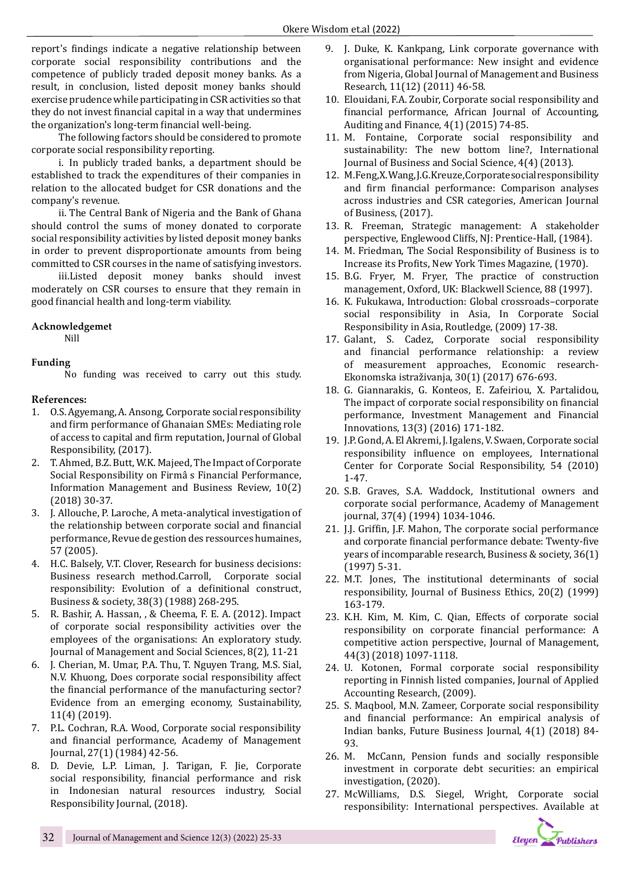report's findings indicate a negative relationship between corporate social responsibility contributions and the competence of publicly traded deposit money banks. As a result, in conclusion, listed deposit money banks should exercise prudence while participating in CSR activities so that they do not invest financial capital in a way that undermines the organization's long-term financial well-being.

The following factors should be considered to promote corporate social responsibility reporting.

i. In publicly traded banks, a department should be established to track the expenditures of their companies in relation to the allocated budget for CSR donations and the company's revenue.

ii. The Central Bank of Nigeria and the Bank of Ghana should control the sums of money donated to corporate social responsibility activities by listed deposit money banks in order to prevent disproportionate amounts from being committed to CSR courses in the name of satisfying investors.

iii. Listed deposit money banks should invest moderately on CSR courses to ensure that they remain in good financial health and long-term viability.

**Acknowledgemet**

Nill

**Funding**

No funding was received to carry out this study.

**References:**

1. O.S. Agyemang, A. Ansong, Corporate social responsibility and firm performance of Ghanaian SMEs: Mediating role of access to capital and firm reputation, Journal of Global Responsibility, (2017).
2. T. Ahmed, B.Z. Butt, W.K. Majeed, The Impact of Corporate Social Responsibility on Firmâ s Financial Performance, Information Management and Business Review, 10(2) (2018) 30-37.
3. J. Allouche, P. Laroche, A meta-analytical investigation of the relationship between corporate social and financial performance, Revue de gestion des ressources humaines, 57 (2005).
4. H.C. Balsely, V.T. Clover, Research for business decisions: Business research method.Carroll, Corporate social responsibility: Evolution of a definitional construct, Business & society, 38(3) (1988) 268-295.
5. R. Bashir, A. Hassan, , & Cheema, F. E. A. (2012). Impact of corporate social responsibility activities over the employees of the organisations: An exploratory study. Journal of Management and Social Sciences, 8(2), 11-21
6. J. Cherian, M. Umar, P.A. Thu, T. Nguyen Trang, M.S. Sial, N.V. Khuong, Does corporate social responsibility affect the financial performance of the manufacturing sector? Evidence from an emerging economy, Sustainability, 11(4) (2019).
7. P.L. Cochran, R.A. Wood, Corporate social responsibility and financial performance, Academy of Management Journal, 27(1) (1984) 42-56.
8. D. Devie, L.P. Liman, J. Tarigan, F. Jie, Corporate social responsibility, financial performance and risk in Indonesian natural resources industry, Social Responsibility Journal, (2018).
9. J. Duke, K. Kankpang, Link corporate governance with organisational performance: New insight and evidence from Nigeria, Global Journal of Management and Business Research, 11(12) (2011) 46-58.
10. Elouidani, F.A. Zoubir, Corporate social responsibility and financial performance, African Journal of Accounting, Auditing and Finance, 4(1) (2015) 74-85.
11. M. Fontaine, Corporate social responsibility and sustainability: The new bottom line?, International Journal of Business and Social Science, 4(4) (2013).
12. M.Feng, X.Wang, J.G.Kreuze, Corporate social responsibility and firm financial performance: Comparison analyses across industries and CSR categories, American Journal of Business, (2017).
13. R. Freeman, Strategic management: A stakeholder perspective, Englewood Cliffs, NJ: Prentice-Hall, (1984).
14. M. Friedman, The Social Responsibility of Business is to Increase its Profits, New York Times Magazine, (1970).
15. B.G. Fryer, M. Fryer, The practice of construction management, Oxford, UK: Blackwell Science, 88 (1997).
16. K. Fukukawa, Introduction: Global crossroads–corporate social responsibility in Asia, In Corporate Social Responsibility in Asia, Routledge, (2009) 17-38.
17. Galant, S. Cadez, Corporate social responsibility and financial performance relationship: a review of measurement approaches, Economic research-Ekonomska istraživanja, 30(1) (2017) 676-693.
18. G. Giannarakis, G. Konteos, E. Zafeiriou, X. Partalidou, The impact of corporate social responsibility on financial performance, Investment Management and Financial Innovations, 13(3) (2016) 171-182.
19. J.P. Gond, A. El Akremi, J. Igalens, V. Swaen, Corporate social responsibility influence on employees, International Center for Corporate Social Responsibility, 54 (2010) 1-47.
20. S.B. Graves, S.A. Waddock, Institutional owners and corporate social performance, Academy of Management journal, 37(4) (1994) 1034-1046.
21. J.J. Griffin, J.F. Mahon, The corporate social performance and corporate financial performance debate: Twenty-five years of incomparable research, Business & society, 36(1) (1997) 5-31.
22. M.T. Jones, The institutional determinants of social responsibility, Journal of Business Ethics, 20(2) (1999) 163-179.
23. K.H. Kim, M. Kim, C. Qian, Effects of corporate social responsibility on corporate financial performance: A competitive action perspective, Journal of Management, 44(3) (2018) 1097-1118.
24. U. Kotonen, Formal corporate social responsibility reporting in Finnish listed companies, Journal of Applied Accounting Research, (2009).
25. S. Maqbool, M.N. Zameer, Corporate social responsibility and financial performance: An empirical analysis of Indian banks, Future Business Journal, 4(1) (2018) 84-93.
26. M. McCann, Pension funds and socially responsible investment in corporate debt securities: an empirical investigation, (2020).
27. McWilliams, D.S. Siegel, Wright, Corporate social responsibility: International perspectives. Available at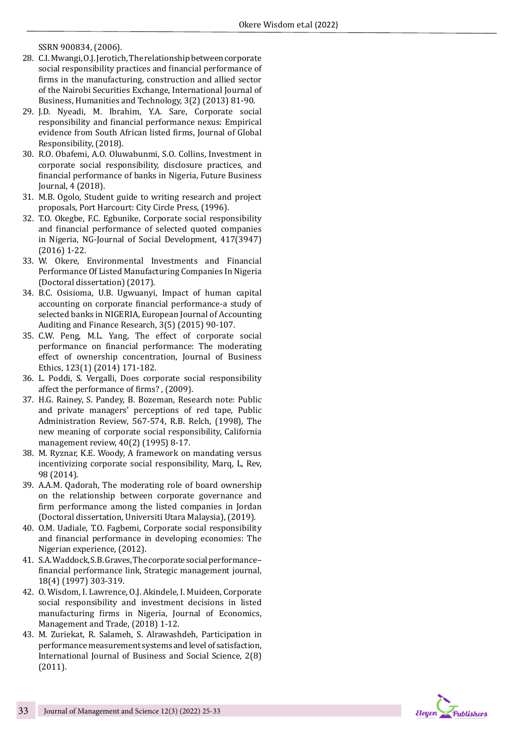SSRN 900834, (2006).

28. C.I. Mwangi, O.J. Jerotich, The relationship between corporate social responsibility practices and financial performance of firms in the manufacturing, construction and allied sector of the Nairobi Securities Exchange, International Journal of Business, Humanities and Technology, 3(2) (2013) 81-90.
29. J.D. Nyeadi, M. Ibrahim, Y.A. Sare, Corporate social responsibility and financial performance nexus: Empirical evidence from South African listed firms, Journal of Global Responsibility, (2018).
30. R.O. Obafemi, A.O. Oluwabunmi, S.O. Collins, Investment in corporate social responsibility, disclosure practices, and financial performance of banks in Nigeria, Future Business Journal, 4 (2018).
31. M.B. Ogolo, Student guide to writing research and project proposals, Port Harcourt: City Circle Press, (1996).
32. T.O. Okegbe, F.C. Egbunike, Corporate social responsibility and financial performance of selected quoted companies in Nigeria, NG-Journal of Social Development, 417(3947) (2016) 1-22.
33. W. Okere, Environmental Investments and Financial Performance Of Listed Manufacturing Companies In Nigeria (Doctoral dissertation) (2017).
34. B.C. Osisioma, U.B. Ugwuanyi, Impact of human capital accounting on corporate financial performance-a study of selected banks in NIGERIA, European Journal of Accounting Auditing and Finance Research, 3(5) (2015) 90-107.
35. C.W. Peng, M.L. Yang, The effect of corporate social performance on financial performance: The moderating effect of ownership concentration, Journal of Business Ethics, 123(1) (2014) 171-182.
36. L. Poddi, S. Vergalli, Does corporate social responsibility affect the performance of firms? , (2009).
37. H.G. Rainey, S. Pandey, B. Bozeman, Research note: Public and private managers' perceptions of red tape, Public Administration Review, 567-574, R.B. Relch, (1998), The new meaning of corporate social responsibility, California management review, 40(2) (1995) 8-17.
38. M. Ryznar, K.E. Woody, A framework on mandating versus incentivizing corporate social responsibility, Marq, L, Rev, 98 (2014).
39. A.A.M. Qadorah, The moderating role of board ownership on the relationship between corporate governance and firm performance among the listed companies in Jordan (Doctoral dissertation, Universiti Utara Malaysia), (2019).
40. O.M. Uadiale, T.O. Fagbemi, Corporate social responsibility and financial performance in developing economies: The Nigerian experience, (2012).
41. S.A. Waddock, S.B. Graves, The corporate social performance–financial performance link, Strategic management journal, 18(4) (1997) 303-319.
42. O. Wisdom, I. Lawrence, O.J. Akindele, I. Muideen, Corporate social responsibility and investment decisions in listed manufacturing firms in Nigeria, Journal of Economics, Management and Trade, (2018) 1-12.
43. M. Zuriekat, R. Salameh, S. Alrawashdeh, Participation in performance measurement systems and level of satisfaction, International Journal of Business and Social Science, 2(8) (2011).